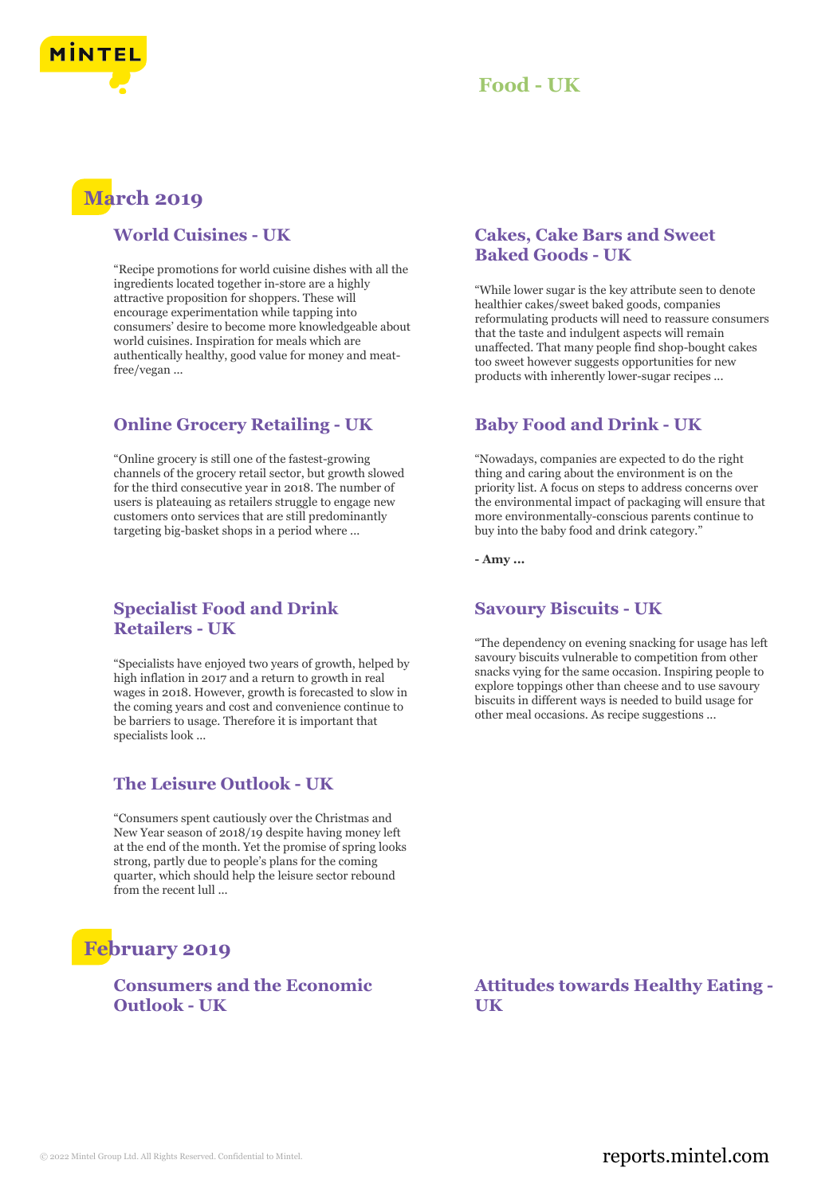# Food - UK

## March 2019

### World Cuisines - UK

"Recipe promotions for world cuisine dishes with all the ingredients located together in-store are a highly attractive proposition for shoppers. These will encourage experimentation while tapping into consumers' desire to become more knowledgeable about world cuisines. Inspiration for meals which are authentically healthy, good value for money and meat-free/vegan ...

### Online Grocery Retailing - UK

"Online grocery is still one of the fastest-growing channels of the grocery retail sector, but growth slowed for the third consecutive year in 2018. The number of users is plateauing as retailers struggle to engage new customers onto services that are still predominantly targeting big-basket shops in a period where ...

### Specialist Food and Drink Retailers - UK

"Specialists have enjoyed two years of growth, helped by high inflation in 2017 and a return to growth in real wages in 2018. However, growth is forecasted to slow in the coming years and cost and convenience continue to be barriers to usage. Therefore it is important that specialists look ...

### The Leisure Outlook - UK

"Consumers spent cautiously over the Christmas and New Year season of 2018/19 despite having money left at the end of the month. Yet the promise of spring looks strong, partly due to people's plans for the coming quarter, which should help the leisure sector rebound from the recent lull ...

### Cakes, Cake Bars and Sweet Baked Goods - UK

"While lower sugar is the key attribute seen to denote healthier cakes/sweet baked goods, companies reformulating products will need to reassure consumers that the taste and indulgent aspects will remain unaffected. That many people find shop-bought cakes too sweet however suggests opportunities for new products with inherently lower-sugar recipes ...

### Baby Food and Drink - UK

"Nowadays, companies are expected to do the right thing and caring about the environment is on the priority list. A focus on steps to address concerns over the environmental impact of packaging will ensure that more environmentally-conscious parents continue to buy into the baby food and drink category."

**- Amy ...**

### Savoury Biscuits - UK

"The dependency on evening snacking for usage has left savoury biscuits vulnerable to competition from other snacks vying for the same occasion. Inspiring people to explore toppings other than cheese and to use savoury biscuits in different ways is needed to build usage for other meal occasions. As recipe suggestions ...

## February 2019

### Consumers and the Economic Outlook - UK

### Attitudes towards Healthy Eating - UK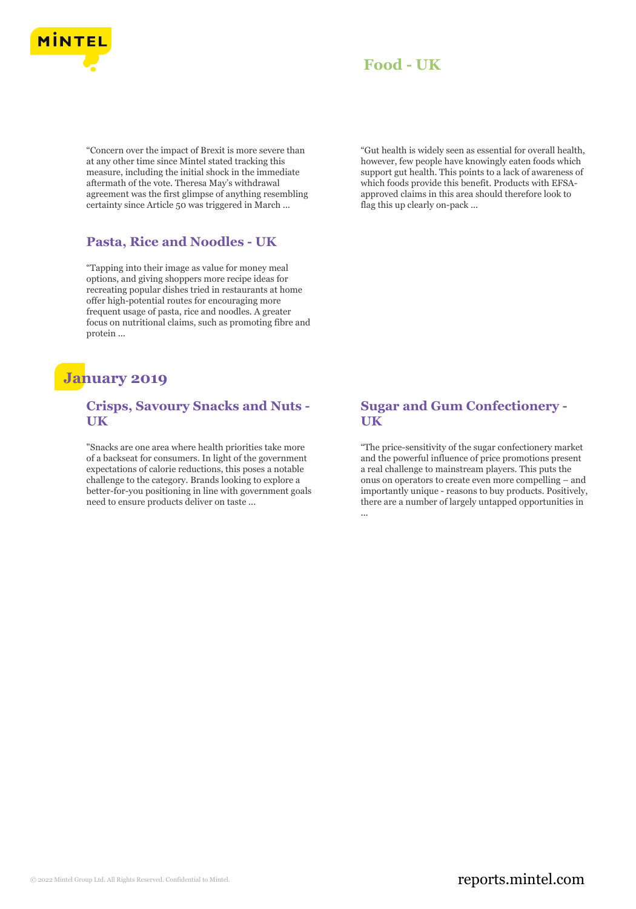## Food - UK

"Concern over the impact of Brexit is more severe than at any other time since Mintel stated tracking this measure, including the initial shock in the immediate aftermath of the vote. Theresa May's withdrawal agreement was the first glimpse of anything resembling certainty since Article 50 was triggered in March ...

"Gut health is widely seen as essential for overall health, however, few people have knowingly eaten foods which support gut health. This points to a lack of awareness of which foods provide this benefit. Products with EFSA-approved claims in this area should therefore look to flag this up clearly on-pack ...

### Pasta, Rice and Noodles - UK

"Tapping into their image as value for money meal options, and giving shoppers more recipe ideas for recreating popular dishes tried in restaurants at home offer high-potential routes for encouraging more frequent usage of pasta, rice and noodles. A greater focus on nutritional claims, such as promoting fibre and protein ...

## January 2019

### Crisps, Savoury Snacks and Nuts - UK

"Snacks are one area where health priorities take more of a backseat for consumers. In light of the government expectations of calorie reductions, this poses a notable challenge to the category. Brands looking to explore a better-for-you positioning in line with government goals need to ensure products deliver on taste ...

### Sugar and Gum Confectionery - UK

"The price-sensitivity of the sugar confectionery market and the powerful influence of price promotions present a real challenge to mainstream players. This puts the onus on operators to create even more compelling – and importantly unique - reasons to buy products. Positively, there are a number of largely untapped opportunities in ...